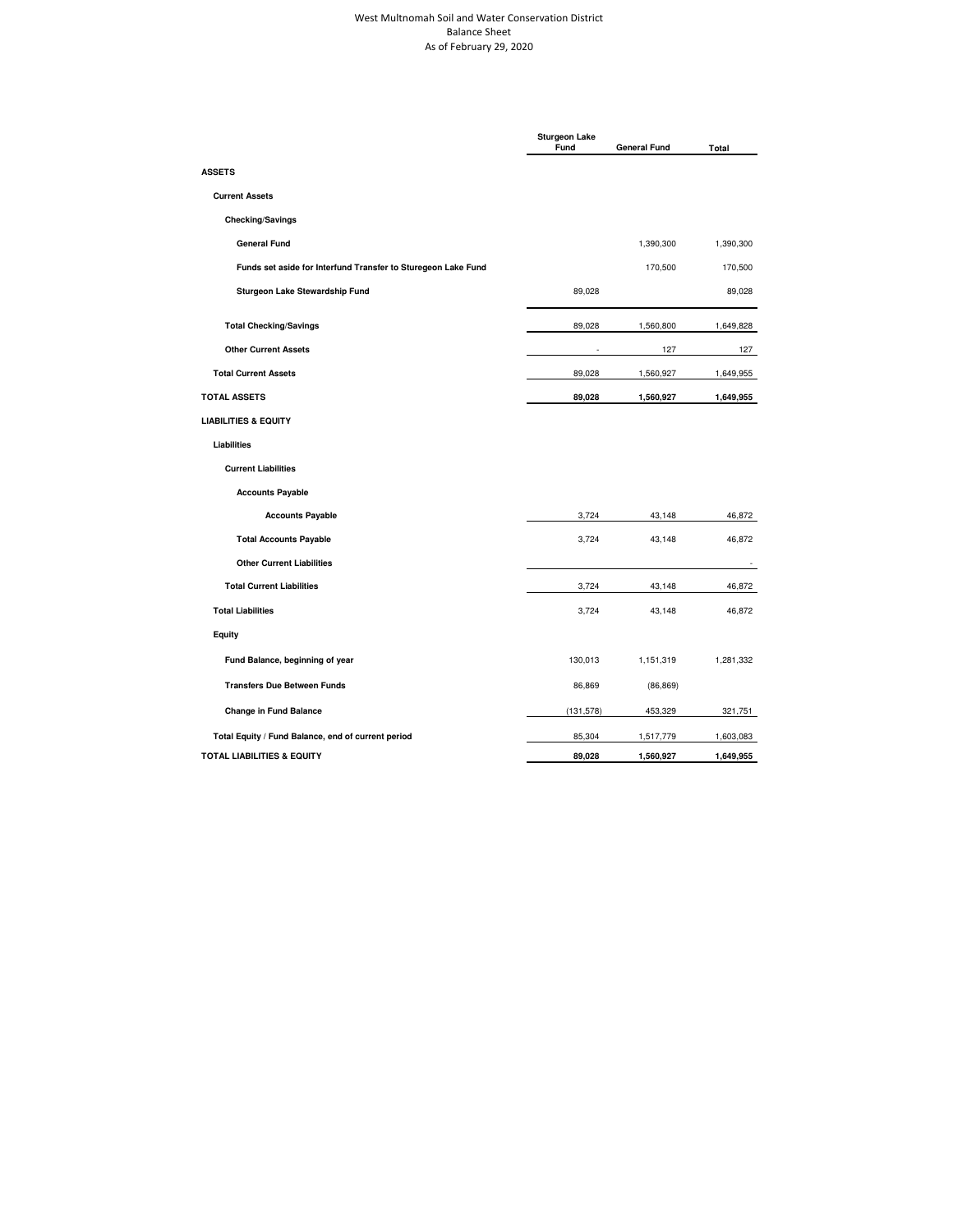# West Multnomah Soil and Water Conservation District
## Balance Sheet
### As of February 29, 2020

| | Sturgeon Lake Fund | General Fund | Total |
|---|---|---|---|
| **ASSETS** | | | |
| **Current Assets** | | | |
| **Checking/Savings** | | | |
| **General Fund** | | 1,390,300 | 1,390,300 |
| **Funds set aside for Interfund Transfer to Sturegeon Lake Fund** | | 170,500 | 170,500 |
| **Sturgeon Lake Stewardship Fund** | 89,028 | | 89,028 |
| **Total Checking/Savings** | 89,028 | 1,560,800 | 1,649,828 |
| **Other Current Assets** | - | 127 | 127 |
| **Total Current Assets** | 89,028 | 1,560,927 | 1,649,955 |
| **TOTAL ASSETS** | **89,028** | **1,560,927** | **1,649,955** |
| **LIABILITIES & EQUITY** | | | |
| **Liabilities** | | | |
| **Current Liabilities** | | | |
| **Accounts Payable** | | | |
| **Accounts Payable** | 3,724 | 43,148 | 46,872 |
| **Total Accounts Payable** | 3,724 | 43,148 | 46,872 |
| **Other Current Liabilities** | | | - |
| **Total Current Liabilities** | 3,724 | 43,148 | 46,872 |
| **Total Liabilities** | 3,724 | 43,148 | 46,872 |
| **Equity** | | | |
| **Fund Balance, beginning of year** | 130,013 | 1,151,319 | 1,281,332 |
| **Transfers Due Between Funds** | 86,869 | (86,869) | |
| **Change in Fund Balance** | (131,578) | 453,329 | 321,751 |
| **Total Equity / Fund Balance, end of current period** | 85,304 | 1,517,779 | 1,603,083 |
| **TOTAL LIABILITIES & EQUITY** | **89,028** | **1,560,927** | **1,649,955** |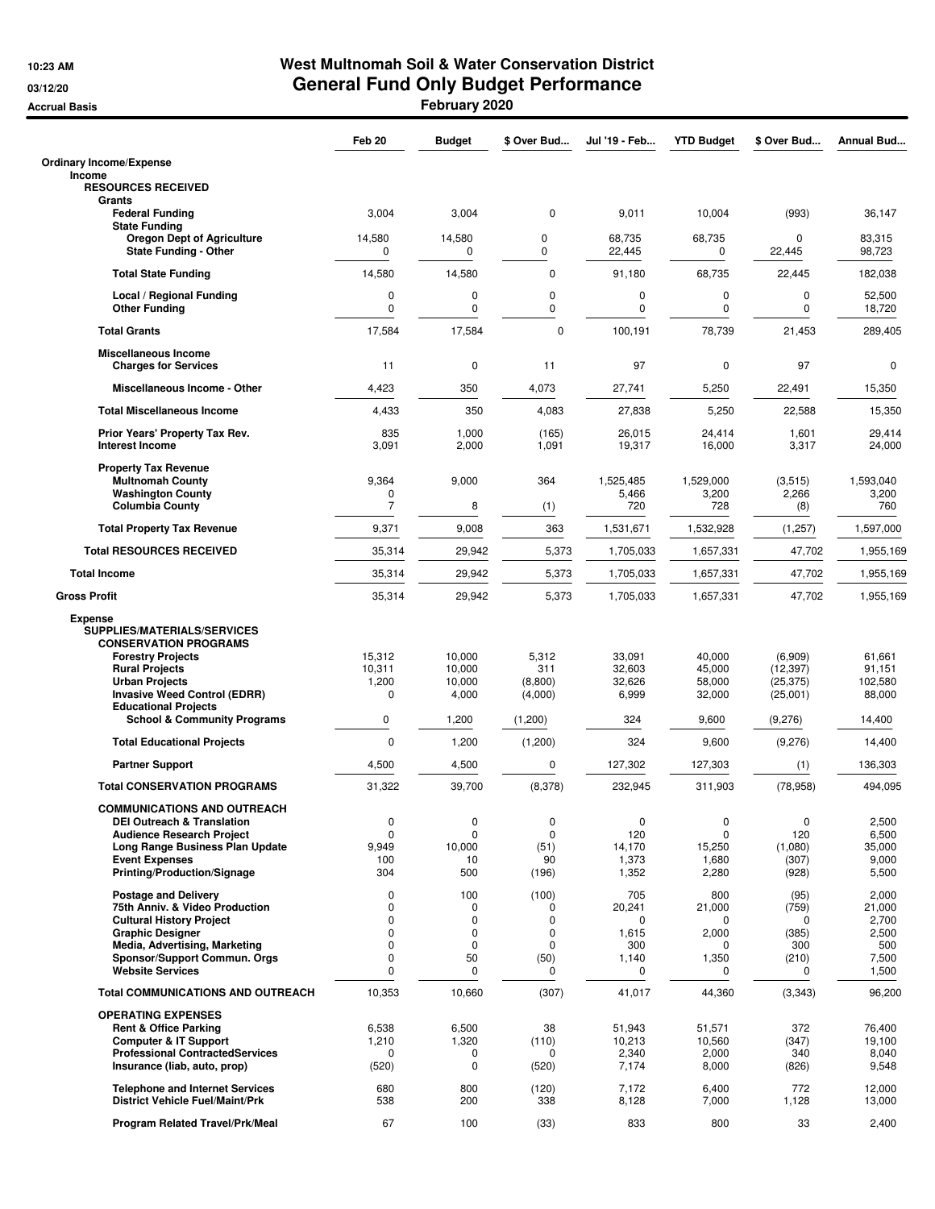# West Multnomah Soil & Water Conservation District

## General Fund Only Budget Performance

### February 2020

10:23 AM
03/12/20
Accrual Basis

| | Feb 20 | Budget | $ Over Bud... | Jul '19 - Feb... | YTD Budget | $ Over Bud... | Annual Bud... |
|---|---|---|---|---|---|---|---|
| **Ordinary Income/Expense** | | | | | | | |
| **Income** | | | | | | | |
| **RESOURCES RECEIVED** | | | | | | | |
| **Grants** | | | | | | | |
| **Federal Funding** | 3,004 | 3,004 | 0 | 9,011 | 10,004 | (993) | 36,147 |
| **State Funding** | | | | | | | |
| **Oregon Dept of Agriculture** | 14,580 | 14,580 | 0 | 68,735 | 68,735 | 0 | 83,315 |
| **State Funding - Other** | 0 | 0 | 0 | 22,445 | 0 | 22,445 | 98,723 |
| **Total State Funding** | 14,580 | 14,580 | 0 | 91,180 | 68,735 | 22,445 | 182,038 |
| **Local / Regional Funding** | 0 | 0 | 0 | 0 | 0 | 0 | 52,500 |
| **Other Funding** | 0 | 0 | 0 | 0 | 0 | 0 | 18,720 |
| **Total Grants** | 17,584 | 17,584 | 0 | 100,191 | 78,739 | 21,453 | 289,405 |
| **Miscellaneous Income** | | | | | | | |
| **Charges for Services** | 11 | 0 | 11 | 97 | 0 | 97 | 0 |
| **Miscellaneous Income - Other** | 4,423 | 350 | 4,073 | 27,741 | 5,250 | 22,491 | 15,350 |
| **Total Miscellaneous Income** | 4,433 | 350 | 4,083 | 27,838 | 5,250 | 22,588 | 15,350 |
| **Prior Years' Property Tax Rev.** | 835 | 1,000 | (165) | 26,015 | 24,414 | 1,601 | 29,414 |
| **Interest Income** | 3,091 | 2,000 | 1,091 | 19,317 | 16,000 | 3,317 | 24,000 |
| **Property Tax Revenue** | | | | | | | |
| **Multnomah County** | 9,364 | 9,000 | 364 | 1,525,485 | 1,529,000 | (3,515) | 1,593,040 |
| **Washington County** | 0 | | | 5,466 | 3,200 | 2,266 | 3,200 |
| **Columbia County** | 7 | 8 | (1) | 720 | 728 | (8) | 760 |
| **Total Property Tax Revenue** | 9,371 | 9,008 | 363 | 1,531,671 | 1,532,928 | (1,257) | 1,597,000 |
| **Total RESOURCES RECEIVED** | 35,314 | 29,942 | 5,373 | 1,705,033 | 1,657,331 | 47,702 | 1,955,169 |
| **Total Income** | 35,314 | 29,942 | 5,373 | 1,705,033 | 1,657,331 | 47,702 | 1,955,169 |
| **Gross Profit** | 35,314 | 29,942 | 5,373 | 1,705,033 | 1,657,331 | 47,702 | 1,955,169 |
| **Expense** | | | | | | | |
| **SUPPLIES/MATERIALS/SERVICES** | | | | | | | |
| **CONSERVATION PROGRAMS** | | | | | | | |
| **Forestry Projects** | 15,312 | 10,000 | 5,312 | 33,091 | 40,000 | (6,909) | 61,661 |
| **Rural Projects** | 10,311 | 10,000 | 311 | 32,603 | 45,000 | (12,397) | 91,151 |
| **Urban Projects** | 1,200 | 10,000 | (8,800) | 32,626 | 58,000 | (25,375) | 102,580 |
| **Invasive Weed Control (EDRR)** | 0 | 4,000 | (4,000) | 6,999 | 32,000 | (25,001) | 88,000 |
| **Educational Projects** | | | | | | | |
| **School & Community Programs** | 0 | 1,200 | (1,200) | 324 | 9,600 | (9,276) | 14,400 |
| **Total Educational Projects** | 0 | 1,200 | (1,200) | 324 | 9,600 | (9,276) | 14,400 |
| **Partner Support** | 4,500 | 4,500 | 0 | 127,302 | 127,303 | (1) | 136,303 |
| **Total CONSERVATION PROGRAMS** | 31,322 | 39,700 | (8,378) | 232,945 | 311,903 | (78,958) | 494,095 |
| **COMMUNICATIONS AND OUTREACH** | | | | | | | |
| **DEI Outreach & Translation** | 0 | 0 | 0 | 0 | 0 | 0 | 2,500 |
| **Audience Research Project** | 0 | 0 | 0 | 120 | 0 | 120 | 6,500 |
| **Long Range Business Plan Update** | 9,949 | 10,000 | (51) | 14,170 | 15,250 | (1,080) | 35,000 |
| **Event Expenses** | 100 | 10 | 90 | 1,373 | 1,680 | (307) | 9,000 |
| **Printing/Production/Signage** | 304 | 500 | (196) | 1,352 | 2,280 | (928) | 5,500 |
| **Postage and Delivery** | 0 | 100 | (100) | 705 | 800 | (95) | 2,000 |
| **75th Anniv. & Video Production** | 0 | 0 | 0 | 20,241 | 21,000 | (759) | 21,000 |
| **Cultural History Project** | 0 | 0 | 0 | 0 | 0 | 0 | 2,700 |
| **Graphic Designer** | 0 | 0 | 0 | 1,615 | 2,000 | (385) | 2,500 |
| **Media, Advertising, Marketing** | 0 | 0 | 0 | 300 | 0 | 300 | 500 |
| **Sponsor/Support Commun. Orgs** | 0 | 50 | (50) | 1,140 | 1,350 | (210) | 7,500 |
| **Website Services** | 0 | 0 | 0 | 0 | 0 | 0 | 1,500 |
| **Total COMMUNICATIONS AND OUTREACH** | 10,353 | 10,660 | (307) | 41,017 | 44,360 | (3,343) | 96,200 |
| **OPERATING EXPENSES** | | | | | | | |
| **Rent & Office Parking** | 6,538 | 6,500 | 38 | 51,943 | 51,571 | 372 | 76,400 |
| **Computer & IT Support** | 1,210 | 1,320 | (110) | 10,213 | 10,560 | (347) | 19,100 |
| **Professional ContractedServices** | 0 | 0 | 0 | 2,340 | 2,000 | 340 | 8,040 |
| **Insurance (liab, auto, prop)** | (520) | 0 | (520) | 7,174 | 8,000 | (826) | 9,548 |
| **Telephone and Internet Services** | 680 | 800 | (120) | 7,172 | 6,400 | 772 | 12,000 |
| **District Vehicle Fuel/Maint/Prk** | 538 | 200 | 338 | 8,128 | 7,000 | 1,128 | 13,000 |
| **Program Related Travel/Prk/Meal** | 67 | 100 | (33) | 833 | 800 | 33 | 2,400 |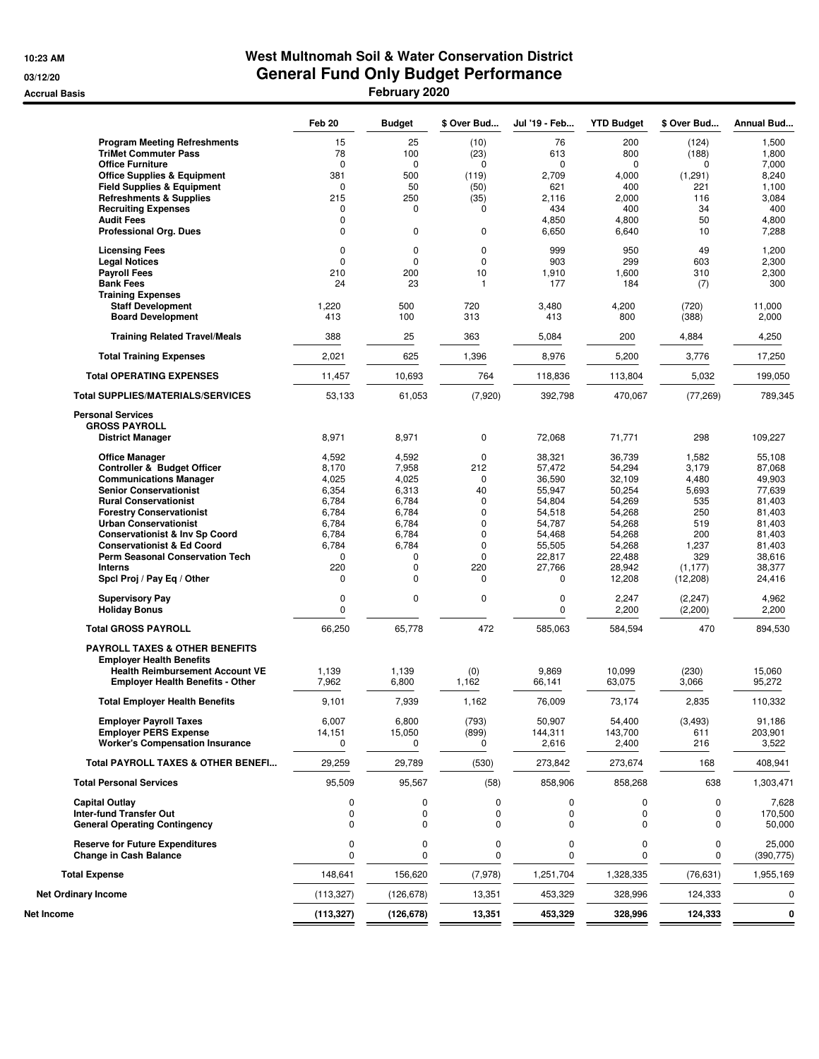# West Multnomah Soil & Water Conservation District

## General Fund Only Budget Performance

### February 2020

10:23 AM
03/12/20
Accrual Basis

| | Feb 20 | Budget | $ Over Bud... | Jul '19 - Feb... | YTD Budget | $ Over Bud... | Annual Bud... |
|---|---|---|---|---|---|---|---|
| **Program Meeting Refreshments** | 15 | 25 | (10) | 76 | 200 | (124) | 1,500 |
| **TriMet Commuter Pass** | 78 | 100 | (23) | 613 | 800 | (188) | 1,800 |
| **Office Furniture** | 0 | 0 | 0 | 0 | 0 | 0 | 7,000 |
| **Office Supplies & Equipment** | 381 | 500 | (119) | 2,709 | 4,000 | (1,291) | 8,240 |
| **Field Supplies & Equipment** | 0 | 50 | (50) | 621 | 400 | 221 | 1,100 |
| **Refreshments & Supplies** | 215 | 250 | (35) | 2,116 | 2,000 | 116 | 3,084 |
| **Recruiting Expenses** | 0 | 0 | 0 | 434 | 400 | 34 | 400 |
| **Audit Fees** | 0 | | | 4,850 | 4,800 | 50 | 4,800 |
| **Professional Org. Dues** | 0 | 0 | 0 | 6,650 | 6,640 | 10 | 7,288 |
| **Licensing Fees** | 0 | 0 | 0 | 999 | 950 | 49 | 1,200 |
| **Legal Notices** | 0 | 0 | 0 | 903 | 299 | 603 | 2,300 |
| **Payroll Fees** | 210 | 200 | 10 | 1,910 | 1,600 | 310 | 2,300 |
| **Bank Fees** | 24 | 23 | 1 | 177 | 184 | (7) | 300 |
| **Training Expenses** | | | | | | | |
| **Staff Development** | 1,220 | 500 | 720 | 3,480 | 4,200 | (720) | 11,000 |
| **Board Development** | 413 | 100 | 313 | 413 | 800 | (388) | 2,000 |
| **Training Related Travel/Meals** | 388 | 25 | 363 | 5,084 | 200 | 4,884 | 4,250 |
| **Total Training Expenses** | 2,021 | 625 | 1,396 | 8,976 | 5,200 | 3,776 | 17,250 |
| **Total OPERATING EXPENSES** | 11,457 | 10,693 | 764 | 118,836 | 113,804 | 5,032 | 199,050 |
| **Total SUPPLIES/MATERIALS/SERVICES** | 53,133 | 61,053 | (7,920) | 392,798 | 470,067 | (77,269) | 789,345 |
| **Personal Services** | | | | | | | |
| **GROSS PAYROLL** | | | | | | | |
| **District Manager** | 8,971 | 8,971 | 0 | 72,068 | 71,771 | 298 | 109,227 |
| **Office Manager** | 4,592 | 4,592 | 0 | 38,321 | 36,739 | 1,582 | 55,108 |
| **Controller & Budget Officer** | 8,170 | 7,958 | 212 | 57,472 | 54,294 | 3,179 | 87,068 |
| **Communications Manager** | 4,025 | 4,025 | 0 | 36,590 | 32,109 | 4,480 | 49,903 |
| **Senior Conservationist** | 6,354 | 6,313 | 40 | 55,947 | 50,254 | 5,693 | 77,639 |
| **Rural Conservationist** | 6,784 | 6,784 | 0 | 54,804 | 54,269 | 535 | 81,403 |
| **Forestry Conservationist** | 6,784 | 6,784 | 0 | 54,518 | 54,268 | 250 | 81,403 |
| **Urban Conservationist** | 6,784 | 6,784 | 0 | 54,787 | 54,268 | 519 | 81,403 |
| **Conservationist & Inv Sp Coord** | 6,784 | 6,784 | 0 | 54,468 | 54,268 | 200 | 81,403 |
| **Conservationist & Ed Coord** | 6,784 | 6,784 | 0 | 55,505 | 54,268 | 1,237 | 81,403 |
| **Perm Seasonal Conservation Tech** | 0 | 0 | 0 | 22,817 | 22,488 | 329 | 38,616 |
| **Interns** | 220 | 0 | 220 | 27,766 | 28,942 | (1,177) | 38,377 |
| **Spcl Proj / Pay Eq / Other** | 0 | 0 | 0 | 0 | 12,208 | (12,208) | 24,416 |
| **Supervisory Pay** | 0 | 0 | 0 | 0 | 2,247 | (2,247) | 4,962 |
| **Holiday Bonus** | 0 | | | 0 | 2,200 | (2,200) | 2,200 |
| **Total GROSS PAYROLL** | 66,250 | 65,778 | 472 | 585,063 | 584,594 | 470 | 894,530 |
| **PAYROLL TAXES & OTHER BENEFITS** | | | | | | | |
| **Employer Health Benefits** | | | | | | | |
| **Health Reimbursement Account VE** | 1,139 | 1,139 | (0) | 9,869 | 10,099 | (230) | 15,060 |
| **Employer Health Benefits - Other** | 7,962 | 6,800 | 1,162 | 66,141 | 63,075 | 3,066 | 95,272 |
| **Total Employer Health Benefits** | 9,101 | 7,939 | 1,162 | 76,009 | 73,174 | 2,835 | 110,332 |
| **Employer Payroll Taxes** | 6,007 | 6,800 | (793) | 50,907 | 54,400 | (3,493) | 91,186 |
| **Employer PERS Expense** | 14,151 | 15,050 | (899) | 144,311 | 143,700 | 611 | 203,901 |
| **Worker's Compensation Insurance** | 0 | 0 | 0 | 2,616 | 2,400 | 216 | 3,522 |
| **Total PAYROLL TAXES & OTHER BENEFI...** | 29,259 | 29,789 | (530) | 273,842 | 273,674 | 168 | 408,941 |
| **Total Personal Services** | 95,509 | 95,567 | (58) | 858,906 | 858,268 | 638 | 1,303,471 |
| **Capital Outlay** | 0 | 0 | 0 | 0 | 0 | 0 | 7,628 |
| **Inter-fund Transfer Out** | 0 | 0 | 0 | 0 | 0 | 0 | 170,500 |
| **General Operating Contingency** | 0 | 0 | 0 | 0 | 0 | 0 | 50,000 |
| **Reserve for Future Expenditures** | 0 | 0 | 0 | 0 | 0 | 0 | 25,000 |
| **Change in Cash Balance** | 0 | 0 | 0 | 0 | 0 | 0 | (390,775) |
| **Total Expense** | 148,641 | 156,620 | (7,978) | 1,251,704 | 1,328,335 | (76,631) | 1,955,169 |
| **Net Ordinary Income** | (113,327) | (126,678) | 13,351 | 453,329 | 328,996 | 124,333 | 0 |
| **Net Income** | **(113,327)** | **(126,678)** | **13,351** | **453,329** | **328,996** | **124,333** | **0** |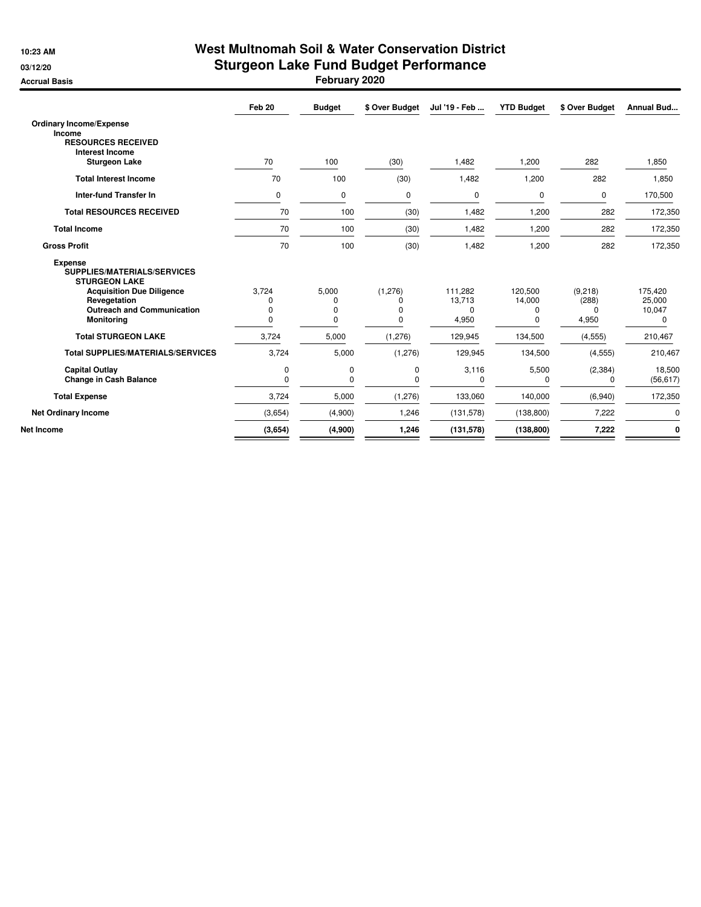# West Multnomah Soil & Water Conservation District
## Sturgeon Lake Fund Budget Performance
### February 2020

10:23 AM
03/12/20
Accrual Basis

| | Feb 20 | Budget | $ Over Budget | Jul '19 - Feb ... | YTD Budget | $ Over Budget | Annual Bud... |
|---|---|---|---|---|---|---|---|
| **Ordinary Income/Expense** | | | | | | | |
| **Income** | | | | | | | |
| **RESOURCES RECEIVED** | | | | | | | |
| **Interest Income** | | | | | | | |
| **Sturgeon Lake** | 70 | 100 | (30) | 1,482 | 1,200 | 282 | 1,850 |
| **Total Interest Income** | 70 | 100 | (30) | 1,482 | 1,200 | 282 | 1,850 |
| **Inter-fund Transfer In** | 0 | 0 | 0 | 0 | 0 | 0 | 170,500 |
| **Total RESOURCES RECEIVED** | 70 | 100 | (30) | 1,482 | 1,200 | 282 | 172,350 |
| **Total Income** | 70 | 100 | (30) | 1,482 | 1,200 | 282 | 172,350 |
| **Gross Profit** | 70 | 100 | (30) | 1,482 | 1,200 | 282 | 172,350 |
| **Expense** | | | | | | | |
| **SUPPLIES/MATERIALS/SERVICES** | | | | | | | |
| **STURGEON LAKE** | | | | | | | |
| **Acquisition Due Diligence** | 3,724 | 5,000 | (1,276) | 111,282 | 120,500 | (9,218) | 175,420 |
| **Revegetation** | 0 | 0 | 0 | 13,713 | 14,000 | (288) | 25,000 |
| **Outreach and Communication** | 0 | 0 | 0 | 0 | 0 | 0 | 10,047 |
| **Monitoring** | 0 | 0 | 0 | 4,950 | 0 | 4,950 | 0 |
| **Total STURGEON LAKE** | 3,724 | 5,000 | (1,276) | 129,945 | 134,500 | (4,555) | 210,467 |
| **Total SUPPLIES/MATERIALS/SERVICES** | 3,724 | 5,000 | (1,276) | 129,945 | 134,500 | (4,555) | 210,467 |
| **Capital Outlay** | 0 | 0 | 0 | 3,116 | 5,500 | (2,384) | 18,500 |
| **Change in Cash Balance** | 0 | 0 | 0 | 0 | 0 | 0 | (56,617) |
| **Total Expense** | 3,724 | 5,000 | (1,276) | 133,060 | 140,000 | (6,940) | 172,350 |
| **Net Ordinary Income** | (3,654) | (4,900) | 1,246 | (131,578) | (138,800) | 7,222 | 0 |
| **Net Income** | **(3,654)** | **(4,900)** | **1,246** | **(131,578)** | **(138,800)** | **7,222** | **0** |